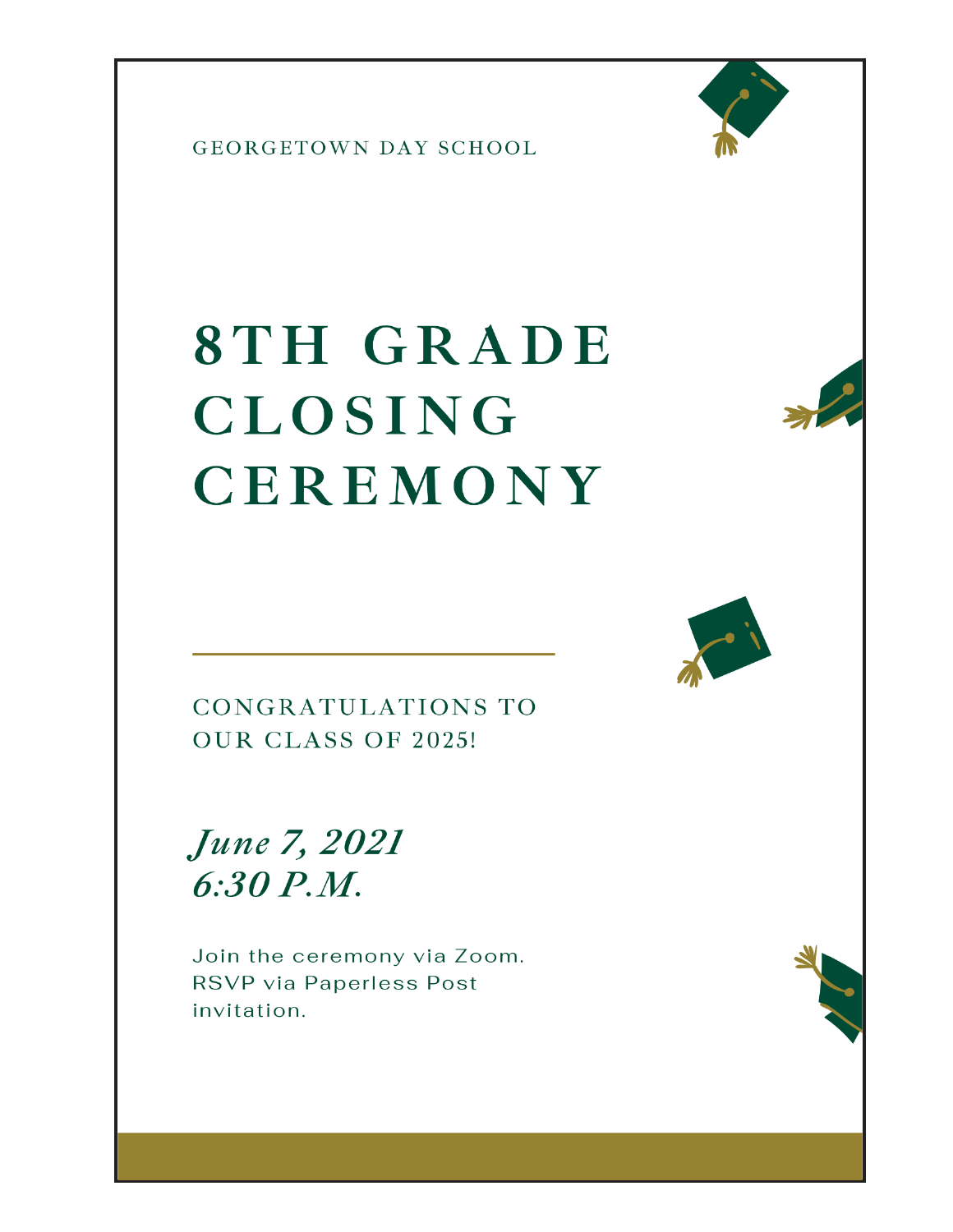GEORGETOWN DAY SCHOOL

# 8TH GRADE CLOSING CEREMONY

CONGRATULATIONS TO OUR CLASS OF 2025!

***June 7, 2021***
***6:30 P.M.***

Join the ceremony via Zoom. RSVP via Paperless Post invitation.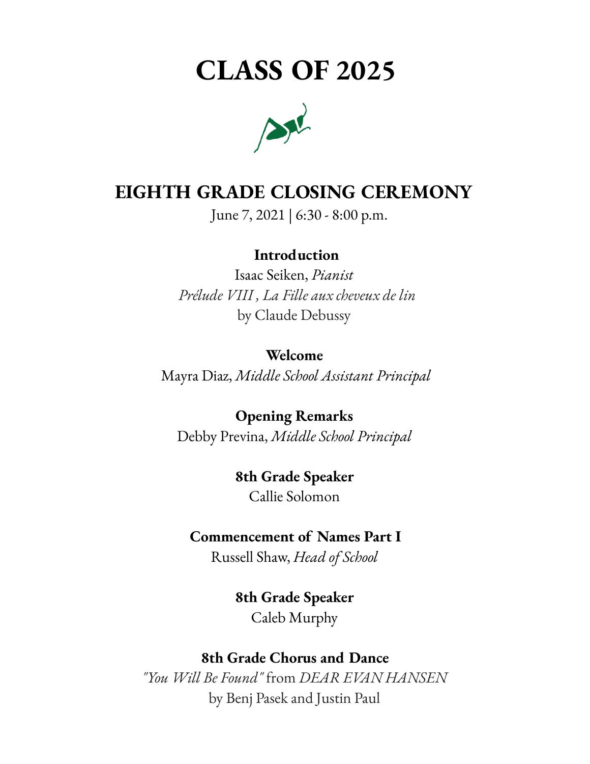# CLASS OF 2025

## EIGHTH GRADE CLOSING CEREMONY

June 7, 2021 | 6:30 - 8:00 p.m.

**Introduction**
Isaac Seiken, *Pianist*
*Prélude VIII , La Fille aux cheveux de lin*
by Claude Debussy

**Welcome**
Mayra Diaz, *Middle School Assistant Principal*

**Opening Remarks**
Debby Previna, *Middle School Principal*

**8th Grade Speaker**
Callie Solomon

**Commencement of Names Part I**
Russell Shaw, *Head of School*

**8th Grade Speaker**
Caleb Murphy

**8th Grade Chorus and Dance**
*"You Will Be Found"* from *DEAR EVAN HANSEN*
by Benj Pasek and Justin Paul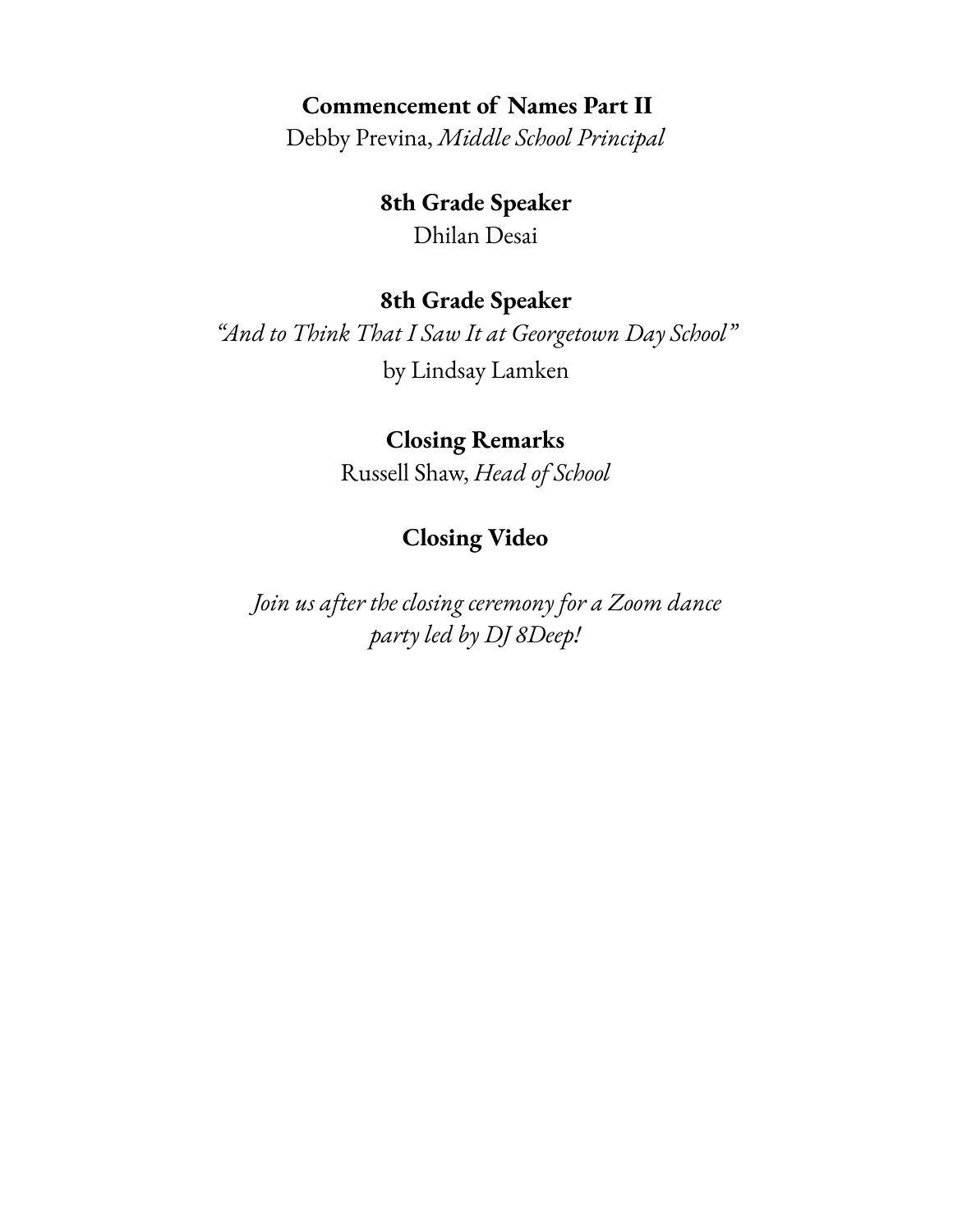**Commencement of Names Part II**

Debby Previna, *Middle School Principal*

**8th Grade Speaker**

Dhilan Desai

**8th Grade Speaker**

*"And to Think That I Saw It at Georgetown Day School"*

by Lindsay Lamken

**Closing Remarks**

Russell Shaw, *Head of School*

**Closing Video**

*Join us after the closing ceremony for a Zoom dance party led by DJ 8Deep!*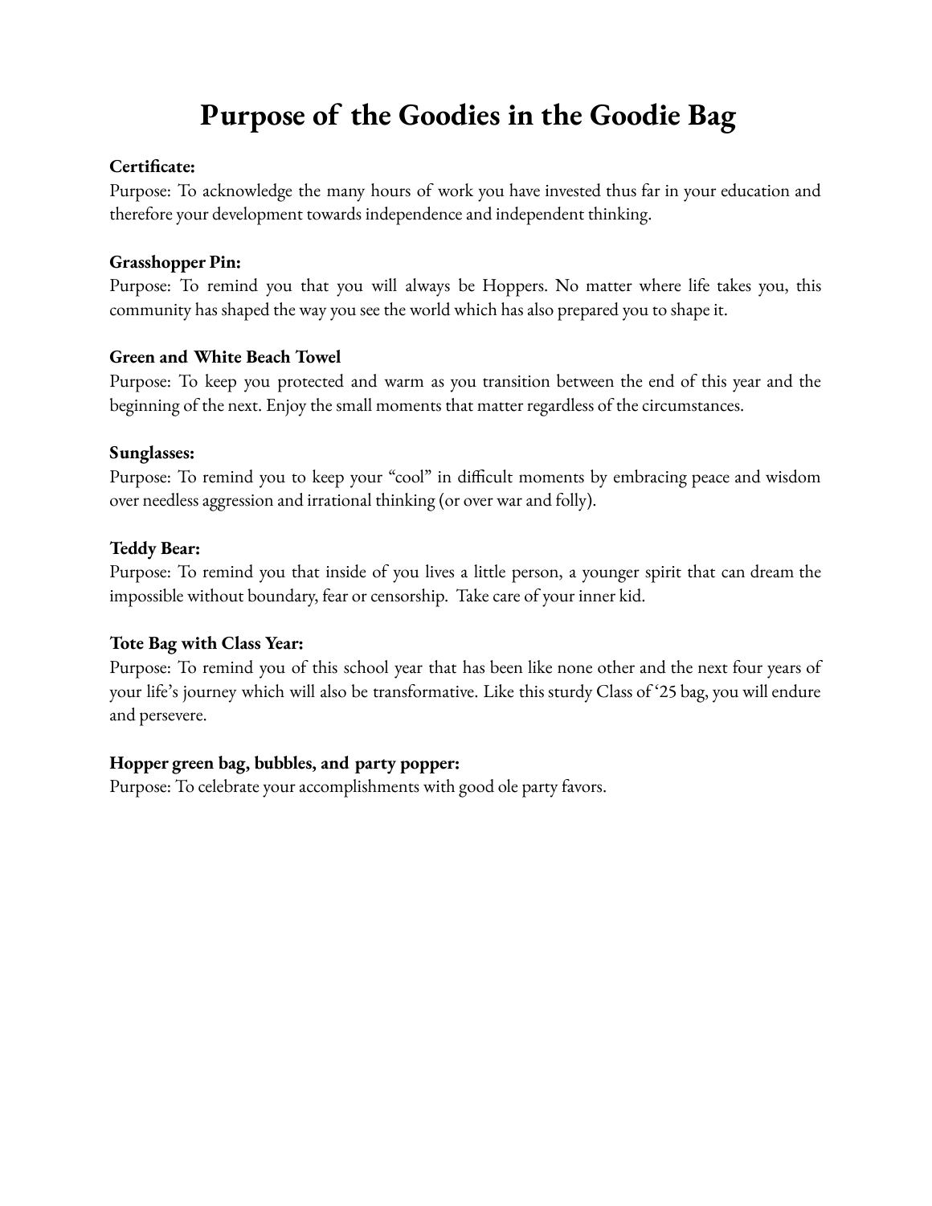# Purpose of the Goodies in the Goodie Bag

**Certificate:**
Purpose: To acknowledge the many hours of work you have invested thus far in your education and therefore your development towards independence and independent thinking.

**Grasshopper Pin:**
Purpose: To remind you that you will always be Hoppers. No matter where life takes you, this community has shaped the way you see the world which has also prepared you to shape it.

**Green and White Beach Towel**
Purpose: To keep you protected and warm as you transition between the end of this year and the beginning of the next. Enjoy the small moments that matter regardless of the circumstances.

**Sunglasses:**
Purpose: To remind you to keep your "cool" in difficult moments by embracing peace and wisdom over needless aggression and irrational thinking (or over war and folly).

**Teddy Bear:**
Purpose: To remind you that inside of you lives a little person, a younger spirit that can dream the impossible without boundary, fear or censorship. Take care of your inner kid.

**Tote Bag with Class Year:**
Purpose: To remind you of this school year that has been like none other and the next four years of your life's journey which will also be transformative. Like this sturdy Class of '25 bag, you will endure and persevere.

**Hopper green bag, bubbles, and party popper:**
Purpose: To celebrate your accomplishments with good ole party favors.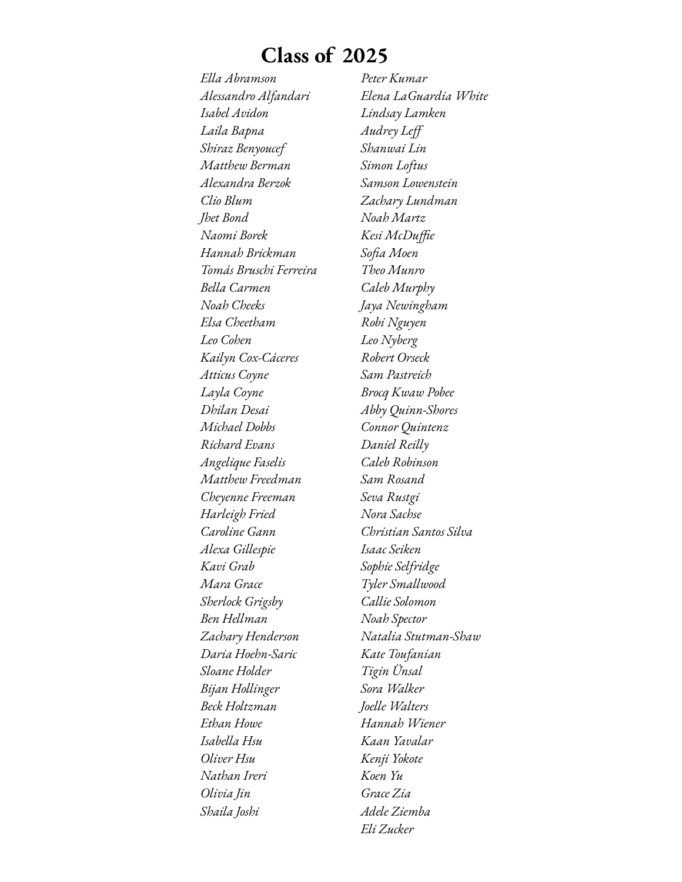## Class of 2025

*Ella Abramson*
*Alessandro Alfandari*
*Isabel Avidon*
*Laila Bapna*
*Shiraz Benyoucef*
*Matthew Berman*
*Alexandra Berzok*
*Clio Blum*
*Jhet Bond*
*Naomi Borek*
*Hannah Brickman*
*Tomás Bruschi Ferreira*
*Bella Carmen*
*Noah Cheeks*
*Elsa Cheetham*
*Leo Cohen*
*Kailyn Cox-Cáceres*
*Atticus Coyne*
*Layla Coyne*
*Dhilan Desai*
*Michael Dobbs*
*Richard Evans*
*Angelique Faselis*
*Matthew Freedman*
*Cheyenne Freeman*
*Harleigh Fried*
*Caroline Gann*
*Alexa Gillespie*
*Kavi Grab*
*Mara Grace*
*Sherlock Grigsby*
*Ben Hellman*
*Zachary Henderson*
*Daria Hoehn-Saric*
*Sloane Holder*
*Bijan Hollinger*
*Beck Holtzman*
*Ethan Howe*
*Isabella Hsu*
*Oliver Hsu*
*Nathan Ireri*
*Olivia Jin*
*Shaila Joshi*
*Peter Kumar*
*Elena LaGuardia White*
*Lindsay Lamken*
*Audrey Leff*
*Shanwai Lin*
*Simon Loftus*
*Samson Lowenstein*
*Zachary Lundman*
*Noah Martz*
*Kesi McDuffie*
*Sofia Moen*
*Theo Munro*
*Caleb Murphy*
*Jaya Newingham*
*Robi Nguyen*
*Leo Nyberg*
*Robert Orseck*
*Sam Pastreich*
*Brocq Kwaw Pobee*
*Abby Quinn-Shores*
*Connor Quintenz*
*Daniel Reilly*
*Caleb Robinson*
*Sam Rosand*
*Seva Rustgi*
*Nora Sachse*
*Christian Santos Silva*
*Isaac Seiken*
*Sophie Selfridge*
*Tyler Smallwood*
*Callie Solomon*
*Noah Spector*
*Natalia Stutman-Shaw*
*Kate Toufanian*
*Tigin Ünsal*
*Sora Walker*
*Joelle Walters*
*Hannah Wiener*
*Kaan Yavalar*
*Kenji Yokote*
*Koen Yu*
*Grace Zia*
*Adele Ziemba*
*Eli Zucker*